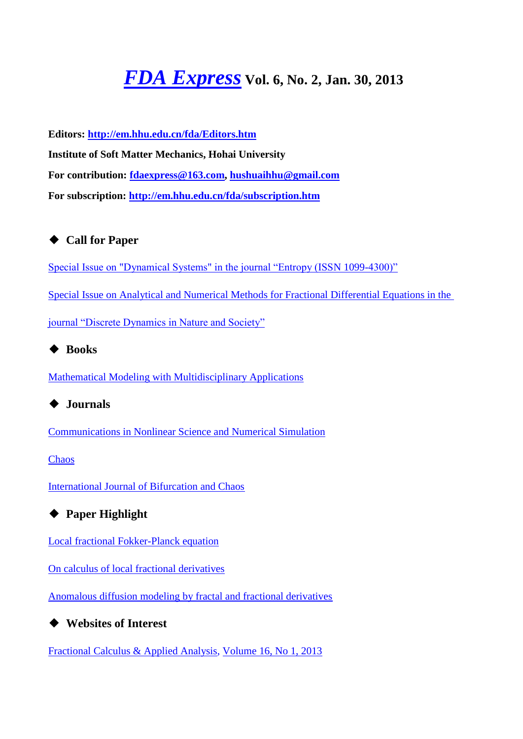# *FDA Express* Vol. 6, No. 2, Jan. 30, 2013

**Editors: http://em.hhu.edu.cn/fda/Editors.htm**

**Institute of Soft Matter Mechanics, Hohai University**

**For contribution: fdaexpress@163.com, hushuaihhu@gmail.com**

**For subscription: http://em.hhu.edu.cn/fda/subscription.htm**

## ◆ Call for Paper

Special Issue on "Dynamical Systems" in the journal "Entropy (ISSN 1099-4300)"

Special Issue on Analytical and Numerical Methods for Fractional Differential Equations in the journal "Discrete Dynamics in Nature and Society"

## ◆ Books

Mathematical Modeling with Multidisciplinary Applications

## ◆ Journals

Communications in Nonlinear Science and Numerical Simulation

Chaos

International Journal of Bifurcation and Chaos

## ◆ Paper Highlight

Local fractional Fokker-Planck equation

On calculus of local fractional derivatives

Anomalous diffusion modeling by fractal and fractional derivatives

## ◆ Websites of Interest

Fractional Calculus & Applied Analysis, Volume 16, No 1, 2013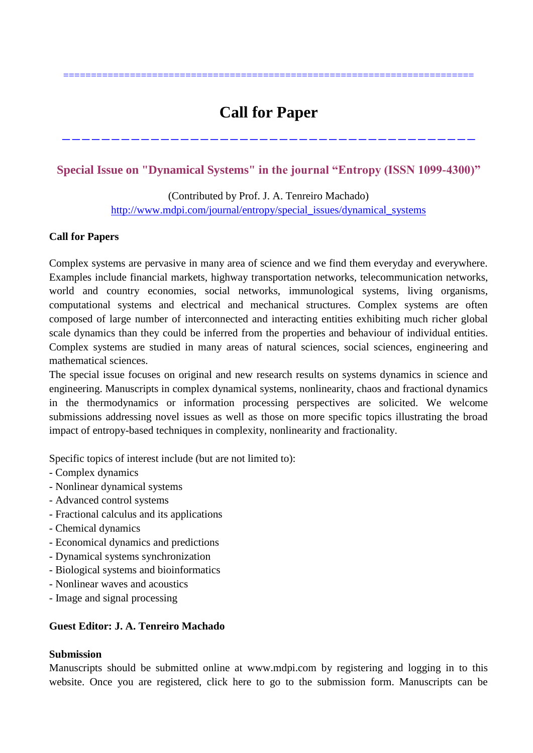# Call for Paper

## Special Issue on "Dynamical Systems" in the journal "Entropy (ISSN 1099-4300)"

(Contributed by Prof. J. A. Tenreiro Machado)
http://www.mdpi.com/journal/entropy/special_issues/dynamical_systems

**Call for Papers**

Complex systems are pervasive in many area of science and we find them everyday and everywhere. Examples include financial markets, highway transportation networks, telecommunication networks, world and country economies, social networks, immunological systems, living organisms, computational systems and electrical and mechanical structures. Complex systems are often composed of large number of interconnected and interacting entities exhibiting much richer global scale dynamics than they could be inferred from the properties and behaviour of individual entities. Complex systems are studied in many areas of natural sciences, social sciences, engineering and mathematical sciences.

The special issue focuses on original and new research results on systems dynamics in science and engineering. Manuscripts in complex dynamical systems, nonlinearity, chaos and fractional dynamics in the thermodynamics or information processing perspectives are solicited. We welcome submissions addressing novel issues as well as those on more specific topics illustrating the broad impact of entropy-based techniques in complexity, nonlinearity and fractionality.

Specific topics of interest include (but are not limited to):

- Complex dynamics
- Nonlinear dynamical systems
- Advanced control systems
- Fractional calculus and its applications
- Chemical dynamics
- Economical dynamics and predictions
- Dynamical systems synchronization
- Biological systems and bioinformatics
- Nonlinear waves and acoustics
- Image and signal processing

**Guest Editor: J. A. Tenreiro Machado**

**Submission**

Manuscripts should be submitted online at www.mdpi.com by registering and logging in to this website. Once you are registered, click here to go to the submission form. Manuscripts can be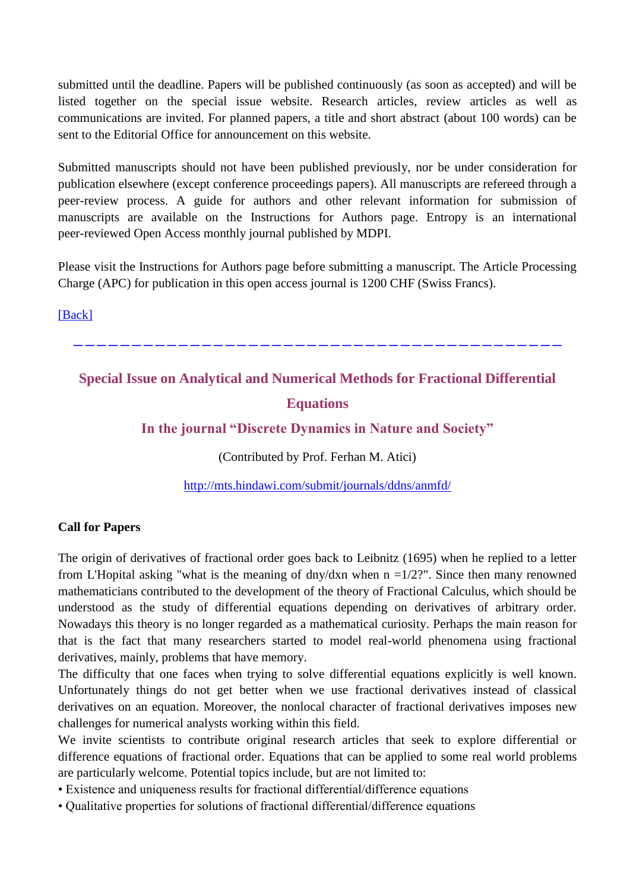submitted until the deadline. Papers will be published continuously (as soon as accepted) and will be listed together on the special issue website. Research articles, review articles as well as communications are invited. For planned papers, a title and short abstract (about 100 words) can be sent to the Editorial Office for announcement on this website.

Submitted manuscripts should not have been published previously, nor be under consideration for publication elsewhere (except conference proceedings papers). All manuscripts are refereed through a peer-review process. A guide for authors and other relevant information for submission of manuscripts are available on the Instructions for Authors page. Entropy is an international peer-reviewed Open Access monthly journal published by MDPI.

Please visit the Instructions for Authors page before submitting a manuscript. The Article Processing Charge (APC) for publication in this open access journal is 1200 CHF (Swiss Francs).

[Back]

---

## Special Issue on Analytical and Numerical Methods for Fractional Differential Equations

## In the journal "Discrete Dynamics in Nature and Society"

(Contributed by Prof. Ferhan M. Atici)

http://mts.hindawi.com/submit/journals/ddns/anmfd/

**Call for Papers**

The origin of derivatives of fractional order goes back to Leibnitz (1695) when he replied to a letter from L'Hopital asking "what is the meaning of dny/dxn when n =1/2?". Since then many renowned mathematicians contributed to the development of the theory of Fractional Calculus, which should be understood as the study of differential equations depending on derivatives of arbitrary order. Nowadays this theory is no longer regarded as a mathematical curiosity. Perhaps the main reason for that is the fact that many researchers started to model real-world phenomena using fractional derivatives, mainly, problems that have memory.

The difficulty that one faces when trying to solve differential equations explicitly is well known. Unfortunately things do not get better when we use fractional derivatives instead of classical derivatives on an equation. Moreover, the nonlocal character of fractional derivatives imposes new challenges for numerical analysts working within this field.

We invite scientists to contribute original research articles that seek to explore differential or difference equations of fractional order. Equations that can be applied to some real world problems are particularly welcome. Potential topics include, but are not limited to:

- Existence and uniqueness results for fractional differential/difference equations
- Qualitative properties for solutions of fractional differential/difference equations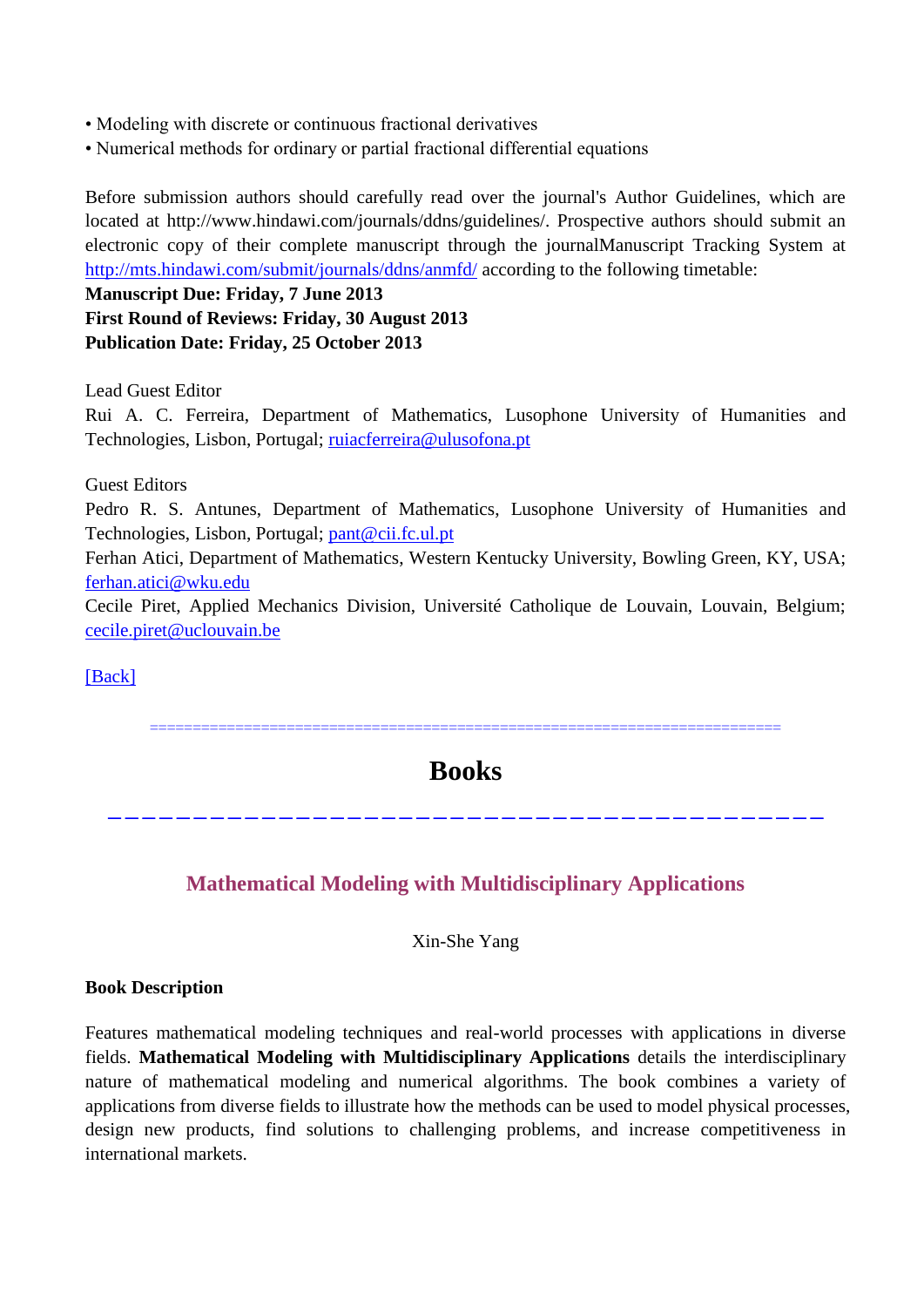- Modeling with discrete or continuous fractional derivatives
- Numerical methods for ordinary or partial fractional differential equations

Before submission authors should carefully read over the journal's Author Guidelines, which are located at http://www.hindawi.com/journals/ddns/guidelines/. Prospective authors should submit an electronic copy of their complete manuscript through the journalManuscript Tracking System at http://mts.hindawi.com/submit/journals/ddns/anmfd/ according to the following timetable:

**Manuscript Due: Friday, 7 June 2013**
**First Round of Reviews: Friday, 30 August 2013**
**Publication Date: Friday, 25 October 2013**

Lead Guest Editor
Rui A. C. Ferreira, Department of Mathematics, Lusophone University of Humanities and Technologies, Lisbon, Portugal; ruiacferreira@ulusofona.pt

Guest Editors
Pedro R. S. Antunes, Department of Mathematics, Lusophone University of Humanities and Technologies, Lisbon, Portugal; pant@cii.fc.ul.pt
Ferhan Atici, Department of Mathematics, Western Kentucky University, Bowling Green, KY, USA; ferhan.atici@wku.edu
Cecile Piret, Applied Mechanics Division, Université Catholique de Louvain, Louvain, Belgium; cecile.piret@uclouvain.be

[Back]

# Books

## Mathematical Modeling with Multidisciplinary Applications

Xin-She Yang

**Book Description**

Features mathematical modeling techniques and real-world processes with applications in diverse fields. **Mathematical Modeling with Multidisciplinary Applications** details the interdisciplinary nature of mathematical modeling and numerical algorithms. The book combines a variety of applications from diverse fields to illustrate how the methods can be used to model physical processes, design new products, find solutions to challenging problems, and increase competitiveness in international markets.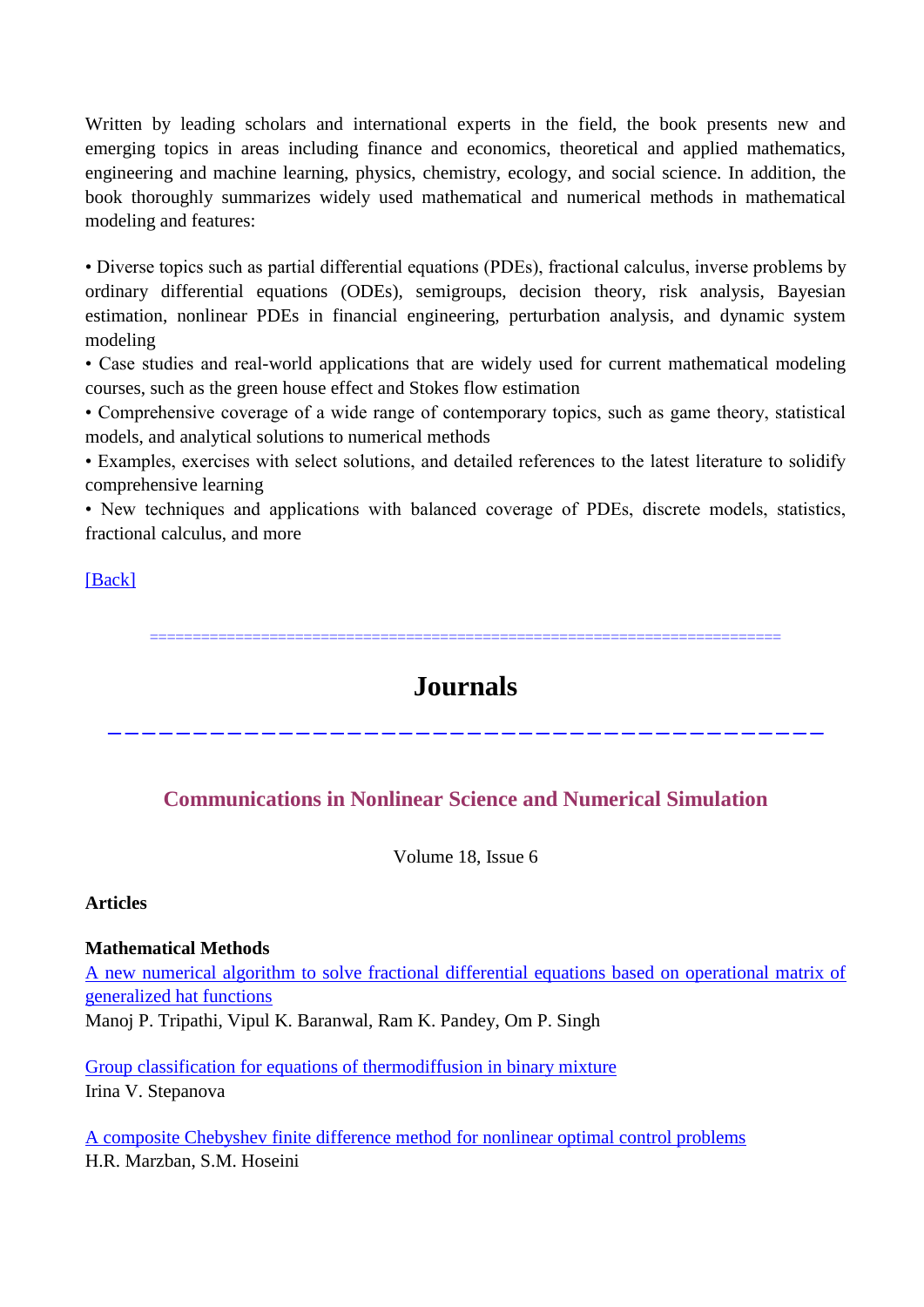Written by leading scholars and international experts in the field, the book presents new and emerging topics in areas including finance and economics, theoretical and applied mathematics, engineering and machine learning, physics, chemistry, ecology, and social science. In addition, the book thoroughly summarizes widely used mathematical and numerical methods in mathematical modeling and features:

- Diverse topics such as partial differential equations (PDEs), fractional calculus, inverse problems by ordinary differential equations (ODEs), semigroups, decision theory, risk analysis, Bayesian estimation, nonlinear PDEs in financial engineering, perturbation analysis, and dynamic system modeling
- Case studies and real-world applications that are widely used for current mathematical modeling courses, such as the green house effect and Stokes flow estimation
- Comprehensive coverage of a wide range of contemporary topics, such as game theory, statistical models, and analytical solutions to numerical methods
- Examples, exercises with select solutions, and detailed references to the latest literature to solidify comprehensive learning
- New techniques and applications with balanced coverage of PDEs, discrete models, statistics, fractional calculus, and more

[Back]

=========================================================================

# Journals

---

## Communications in Nonlinear Science and Numerical Simulation

Volume 18, Issue 6

**Articles**

**Mathematical Methods**

A new numerical algorithm to solve fractional differential equations based on operational matrix of generalized hat functions
Manoj P. Tripathi, Vipul K. Baranwal, Ram K. Pandey, Om P. Singh

Group classification for equations of thermodiffusion in binary mixture
Irina V. Stepanova

A composite Chebyshev finite difference method for nonlinear optimal control problems
H.R. Marzban, S.M. Hoseini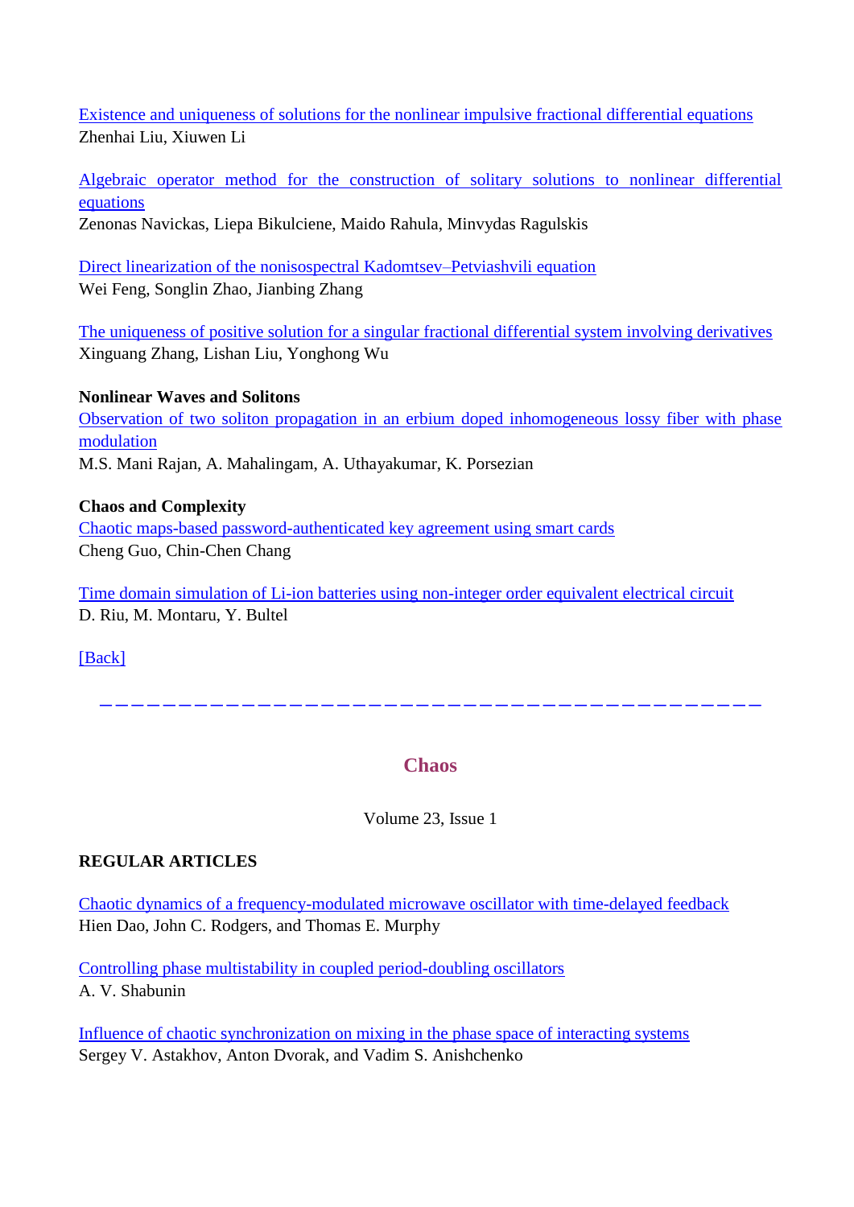Existence and uniqueness of solutions for the nonlinear impulsive fractional differential equations
Zhenhai Liu, Xiuwen Li

Algebraic operator method for the construction of solitary solutions to nonlinear differential equations
Zenonas Navickas, Liepa Bikulciene, Maido Rahula, Minvydas Ragulskis

Direct linearization of the nonisospectral Kadomtsev–Petviashvili equation
Wei Feng, Songlin Zhao, Jianbing Zhang

The uniqueness of positive solution for a singular fractional differential system involving derivatives
Xinguang Zhang, Lishan Liu, Yonghong Wu

**Nonlinear Waves and Solitons**

Observation of two soliton propagation in an erbium doped inhomogeneous lossy fiber with phase modulation
M.S. Mani Rajan, A. Mahalingam, A. Uthayakumar, K. Porsezian

**Chaos and Complexity**

Chaotic maps-based password-authenticated key agreement using smart cards
Cheng Guo, Chin-Chen Chang

Time domain simulation of Li-ion batteries using non-integer order equivalent electrical circuit
D. Riu, M. Montaru, Y. Bultel

[Back]

---

## Chaos

Volume 23, Issue 1

**REGULAR ARTICLES**

Chaotic dynamics of a frequency-modulated microwave oscillator with time-delayed feedback
Hien Dao, John C. Rodgers, and Thomas E. Murphy

Controlling phase multistability in coupled period-doubling oscillators
A. V. Shabunin

Influence of chaotic synchronization on mixing in the phase space of interacting systems
Sergey V. Astakhov, Anton Dvorak, and Vadim S. Anishchenko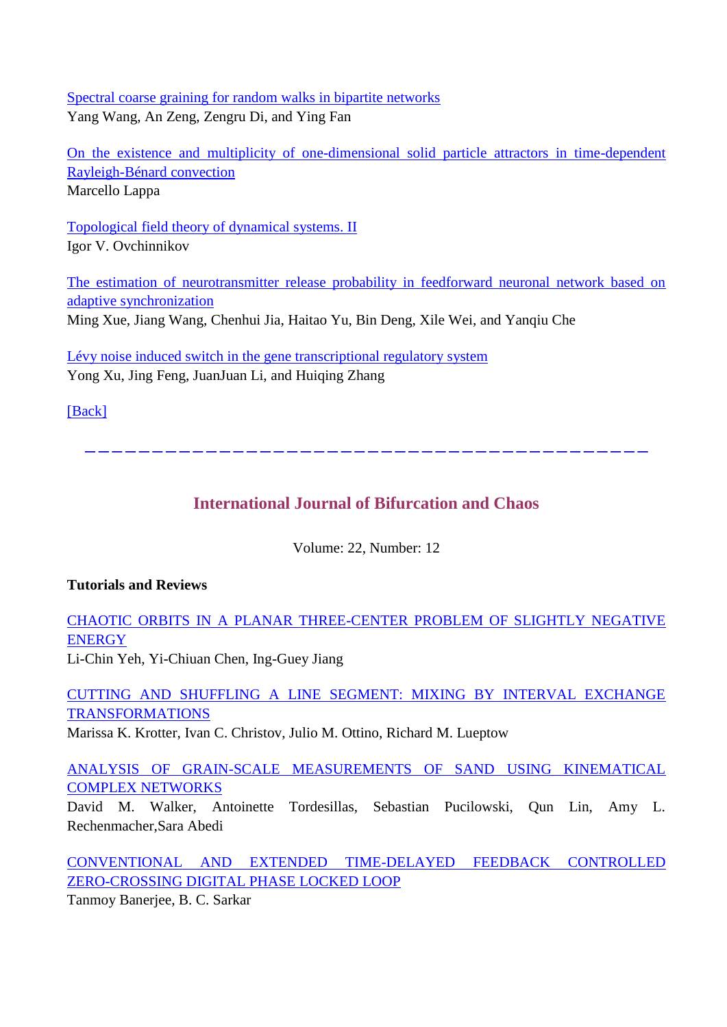[Spectral coarse graining for random walks in bipartite networks]
Yang Wang, An Zeng, Zengru Di, and Ying Fan

[On the existence and multiplicity of one-dimensional solid particle attractors in time-dependent Rayleigh-Bénard convection]
Marcello Lappa

[Topological field theory of dynamical systems. II]
Igor V. Ovchinnikov

[The estimation of neurotransmitter release probability in feedforward neuronal network based on adaptive synchronization]
Ming Xue, Jiang Wang, Chenhui Jia, Haitao Yu, Bin Deng, Xile Wei, and Yanqiu Che

[Lévy noise induced switch in the gene transcriptional regulatory system]
Yong Xu, Jing Feng, JuanJuan Li, and Huiqing Zhang

[Back]

---

## International Journal of Bifurcation and Chaos

Volume: 22, Number: 12

**Tutorials and Reviews**

[CHAOTIC ORBITS IN A PLANAR THREE-CENTER PROBLEM OF SLIGHTLY NEGATIVE ENERGY]
Li-Chin Yeh, Yi-Chiuan Chen, Ing-Guey Jiang

[CUTTING AND SHUFFLING A LINE SEGMENT: MIXING BY INTERVAL EXCHANGE TRANSFORMATIONS]
Marissa K. Krotter, Ivan C. Christov, Julio M. Ottino, Richard M. Lueptow

[ANALYSIS OF GRAIN-SCALE MEASUREMENTS OF SAND USING KINEMATICAL COMPLEX NETWORKS]
David M. Walker, Antoinette Tordesillas, Sebastian Pucilowski, Qun Lin, Amy L. Rechenmacher,Sara Abedi

[CONVENTIONAL AND EXTENDED TIME-DELAYED FEEDBACK CONTROLLED ZERO-CROSSING DIGITAL PHASE LOCKED LOOP]
Tanmoy Banerjee, B. C. Sarkar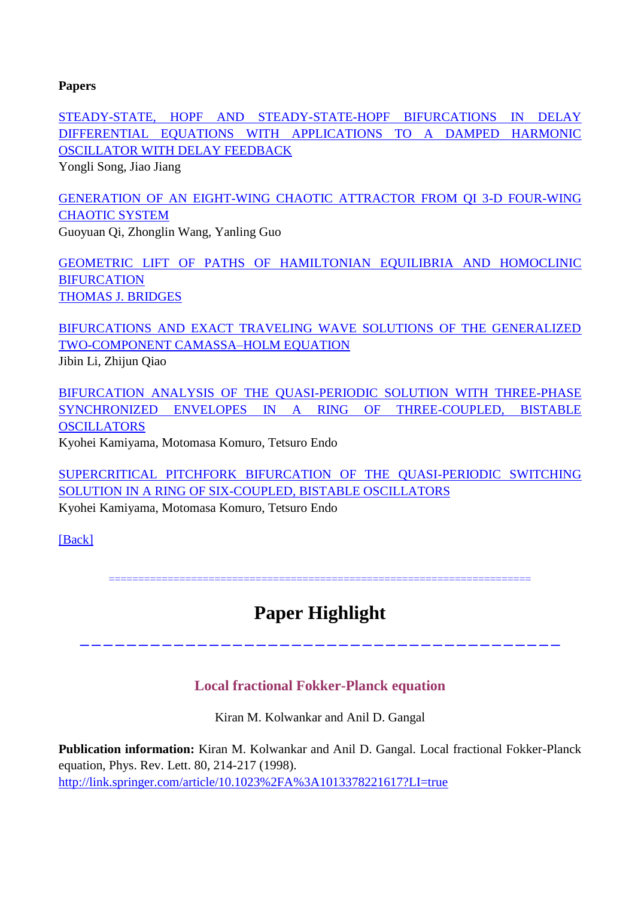**Papers**

[STEADY-STATE, HOPF AND STEADY-STATE-HOPF BIFURCATIONS IN DELAY DIFFERENTIAL EQUATIONS WITH APPLICATIONS TO A DAMPED HARMONIC OSCILLATOR WITH DELAY FEEDBACK]()
Yongli Song, Jiao Jiang

[GENERATION OF AN EIGHT-WING CHAOTIC ATTRACTOR FROM QI 3-D FOUR-WING CHAOTIC SYSTEM]()
Guoyuan Qi, Zhonglin Wang, Yanling Guo

[GEOMETRIC LIFT OF PATHS OF HAMILTONIAN EQUILIBRIA AND HOMOCLINIC BIFURCATION]()
[THOMAS J. BRIDGES]()

[BIFURCATIONS AND EXACT TRAVELING WAVE SOLUTIONS OF THE GENERALIZED TWO-COMPONENT CAMASSA–HOLM EQUATION]()
Jibin Li, Zhijun Qiao

[BIFURCATION ANALYSIS OF THE QUASI-PERIODIC SOLUTION WITH THREE-PHASE SYNCHRONIZED ENVELOPES IN A RING OF THREE-COUPLED, BISTABLE OSCILLATORS]()
Kyohei Kamiyama, Motomasa Komuro, Tetsuro Endo

[SUPERCRITICAL PITCHFORK BIFURCATION OF THE QUASI-PERIODIC SWITCHING SOLUTION IN A RING OF SIX-COUPLED, BISTABLE OSCILLATORS]()
Kyohei Kamiyama, Motomasa Komuro, Tetsuro Endo

[[Back]]()

# Paper Highlight

### Local fractional Fokker-Planck equation

Kiran M. Kolwankar and Anil D. Gangal

**Publication information:** Kiran M. Kolwankar and Anil D. Gangal. Local fractional Fokker-Planck equation, Phys. Rev. Lett. 80, 214-217 (1998).
http://link.springer.com/article/10.1023%2FA%3A1013378221617?LI=true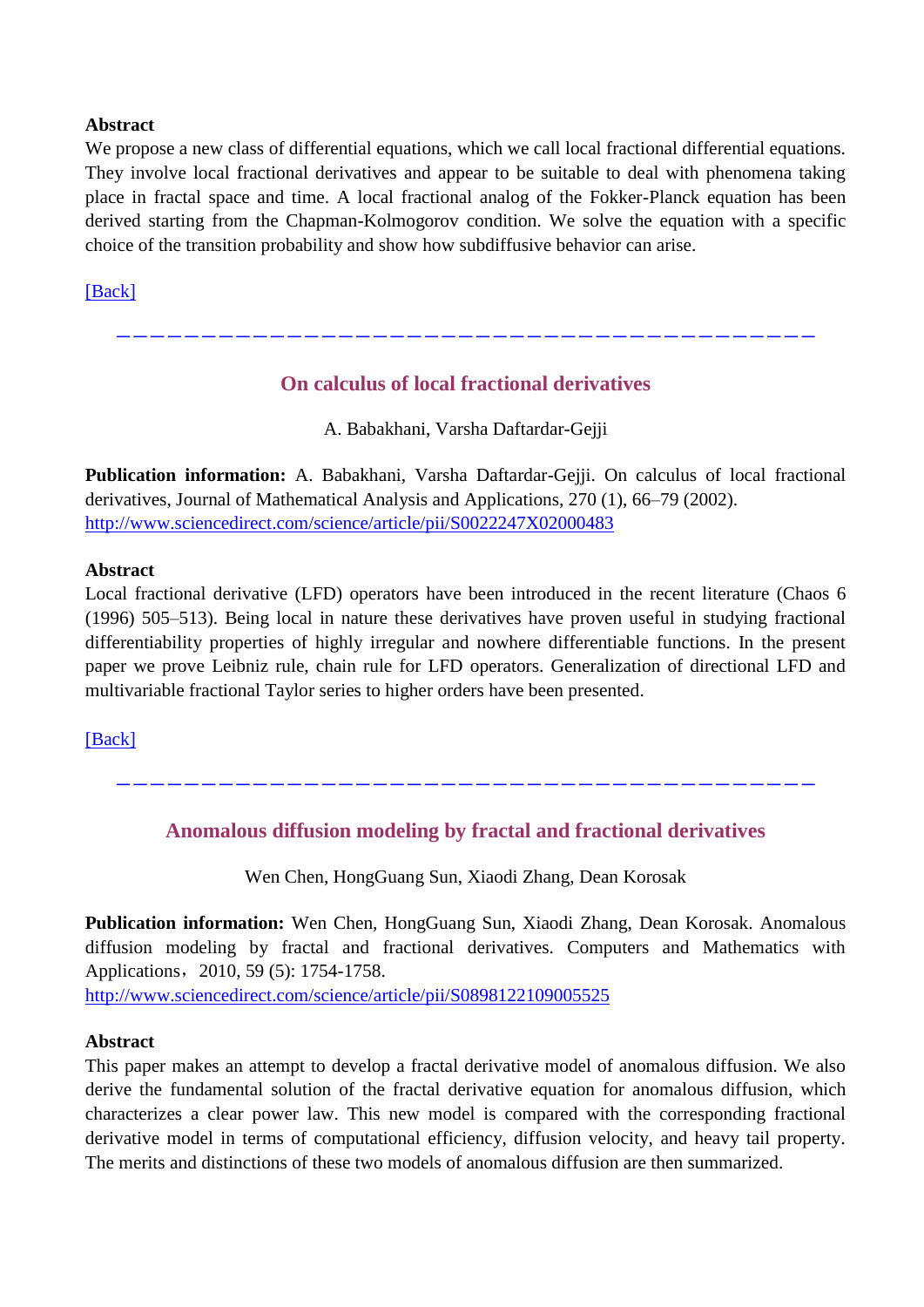**Abstract**

We propose a new class of differential equations, which we call local fractional differential equations. They involve local fractional derivatives and appear to be suitable to deal with phenomena taking place in fractal space and time. A local fractional analog of the Fokker-Planck equation has been derived starting from the Chapman-Kolmogorov condition. We solve the equation with a specific choice of the transition probability and show how subdiffusive behavior can arise.

[Back]

---

## On calculus of local fractional derivatives

A. Babakhani, Varsha Daftardar-Gejji

**Publication information:** A. Babakhani, Varsha Daftardar-Gejji. On calculus of local fractional derivatives, Journal of Mathematical Analysis and Applications, 270 (1), 66–79 (2002).
http://www.sciencedirect.com/science/article/pii/S0022247X02000483

**Abstract**

Local fractional derivative (LFD) operators have been introduced in the recent literature (Chaos 6 (1996) 505–513). Being local in nature these derivatives have proven useful in studying fractional differentiability properties of highly irregular and nowhere differentiable functions. In the present paper we prove Leibniz rule, chain rule for LFD operators. Generalization of directional LFD and multivariable fractional Taylor series to higher orders have been presented.

[Back]

---

## Anomalous diffusion modeling by fractal and fractional derivatives

Wen Chen, HongGuang Sun, Xiaodi Zhang, Dean Korosak

**Publication information:** Wen Chen, HongGuang Sun, Xiaodi Zhang, Dean Korosak. Anomalous diffusion modeling by fractal and fractional derivatives. Computers and Mathematics with Applications，2010, 59 (5): 1754-1758.
http://www.sciencedirect.com/science/article/pii/S0898122109005525

**Abstract**

This paper makes an attempt to develop a fractal derivative model of anomalous diffusion. We also derive the fundamental solution of the fractal derivative equation for anomalous diffusion, which characterizes a clear power law. This new model is compared with the corresponding fractional derivative model in terms of computational efficiency, diffusion velocity, and heavy tail property. The merits and distinctions of these two models of anomalous diffusion are then summarized.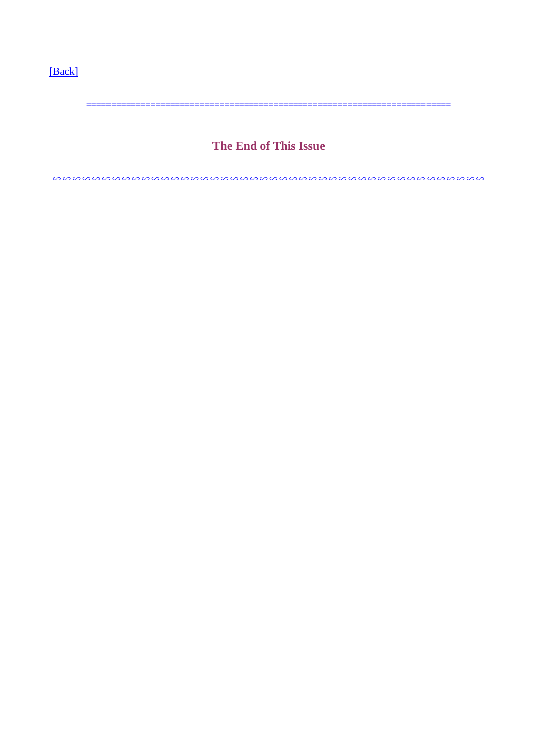[Back]

==========================================================================

## The End of This Issue

ᔕᔕᔕᔕᔕᔕᔕᔕᔕᔕᔕᔕᔕᔕᔕᔕᔕᔕᔕᔕᔕᔕᔕᔕᔕᔕᔕᔕᔕᔕᔕᔕᔕᔕᔕᔕᔕᔕᔕᔕᔕᔕᔕᔕ